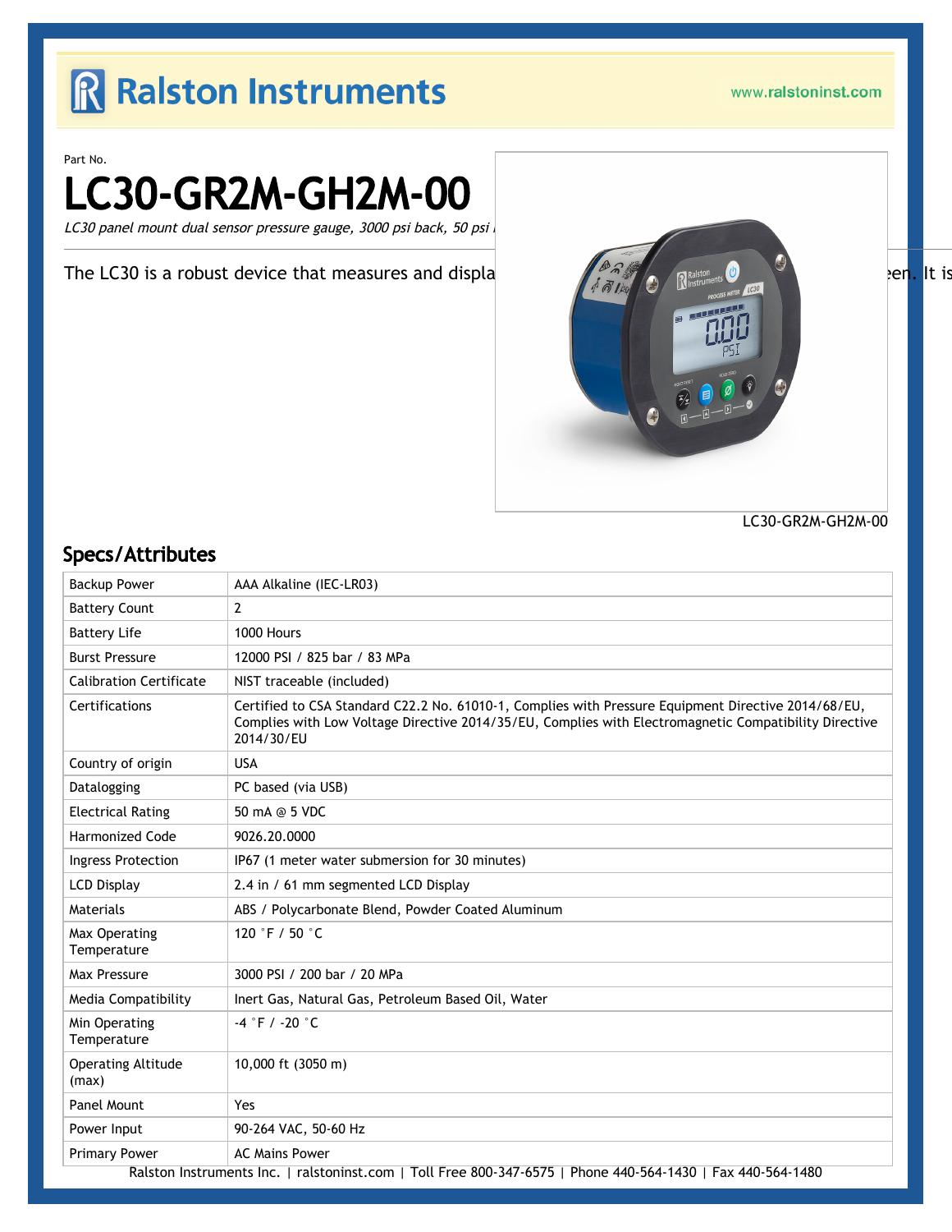Part No.

# LC30-GR2M-GH2M-00

*LC30 panel mount dual sensor pressure gauge, 3000 psi back, 50 psi*

The LC30 is a robust device that measures and displa een. It is

LC30-GR2M-GH2M-00

## Specs/Attributes

| | |
|---|---|
| Backup Power | AAA Alkaline (IEC-LR03) |
| Battery Count | 2 |
| Battery Life | 1000 Hours |
| Burst Pressure | 12000 PSI / 825 bar / 83 MPa |
| Calibration Certificate | NIST traceable (included) |
| Certifications | Certified to CSA Standard C22.2 No. 61010-1, Complies with Pressure Equipment Directive 2014/68/EU, Complies with Low Voltage Directive 2014/35/EU, Complies with Electromagnetic Compatibility Directive 2014/30/EU |
| Country of origin | USA |
| Datalogging | PC based (via USB) |
| Electrical Rating | 50 mA @ 5 VDC |
| Harmonized Code | 9026.20.0000 |
| Ingress Protection | IP67 (1 meter water submersion for 30 minutes) |
| LCD Display | 2.4 in / 61 mm segmented LCD Display |
| Materials | ABS / Polycarbonate Blend, Powder Coated Aluminum |
| Max Operating Temperature | 120 °F / 50 °C |
| Max Pressure | 3000 PSI / 200 bar / 20 MPa |
| Media Compatibility | Inert Gas, Natural Gas, Petroleum Based Oil, Water |
| Min Operating Temperature | -4 °F / -20 °C |
| Operating Altitude (max) | 10,000 ft (3050 m) |
| Panel Mount | Yes |
| Power Input | 90-264 VAC, 50-60 Hz |
| Primary Power | AC Mains Power |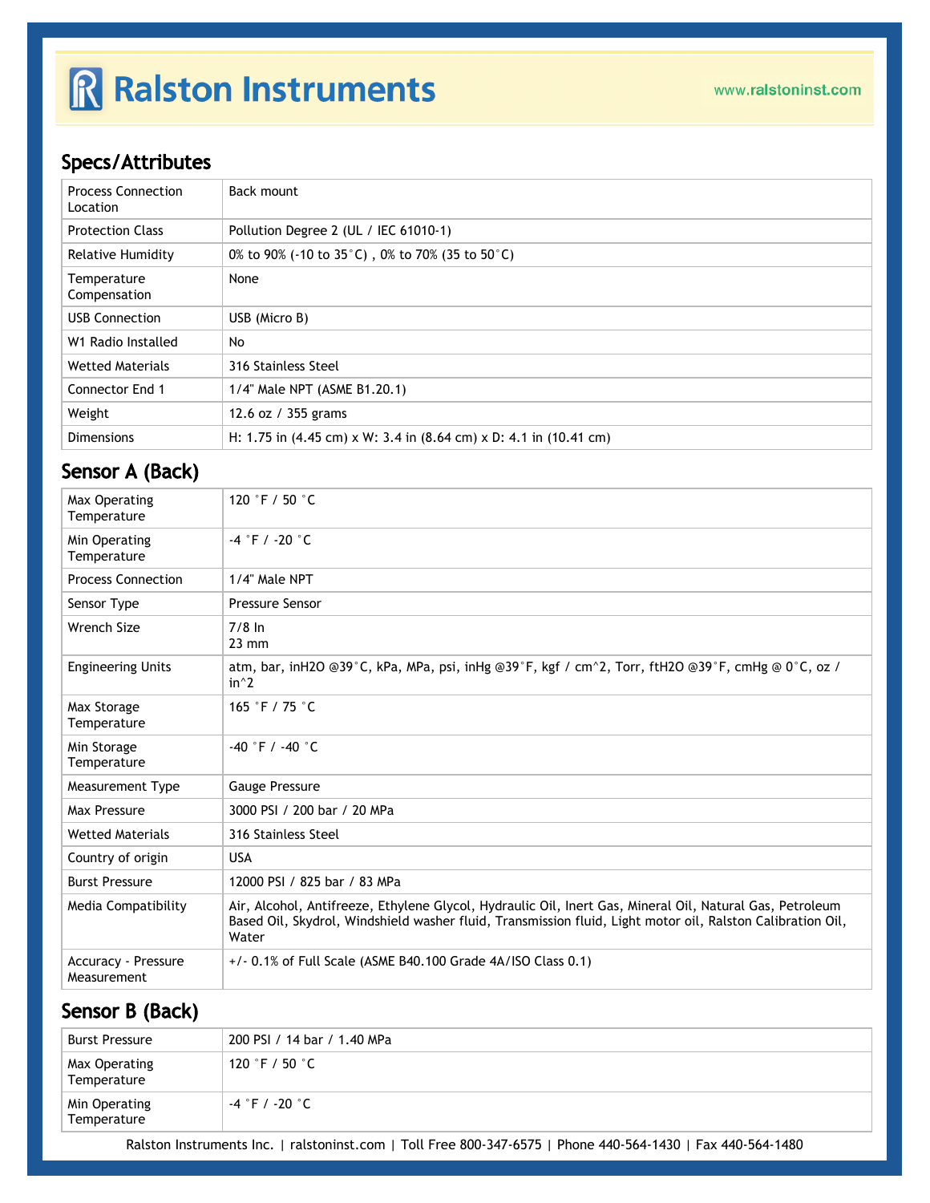## Specs/Attributes

| | |
|---|---|
| Process Connection Location | Back mount |
| Protection Class | Pollution Degree 2 (UL / IEC 61010-1) |
| Relative Humidity | 0% to 90% (-10 to 35°C) , 0% to 70% (35 to 50°C) |
| Temperature Compensation | None |
| USB Connection | USB (Micro B) |
| W1 Radio Installed | No |
| Wetted Materials | 316 Stainless Steel |
| Connector End 1 | 1/4" Male NPT (ASME B1.20.1) |
| Weight | 12.6 oz / 355 grams |
| Dimensions | H: 1.75 in (4.45 cm) x W: 3.4 in (8.64 cm) x D: 4.1 in (10.41 cm) |

## Sensor A (Back)

| | |
|---|---|
| Max Operating Temperature | 120 °F / 50 °C |
| Min Operating Temperature | -4 °F / -20 °C |
| Process Connection | 1/4" Male NPT |
| Sensor Type | Pressure Sensor |
| Wrench Size | 7/8 In<br>23 mm |
| Engineering Units | atm, bar, inH2O @39°C, kPa, MPa, psi, inHg @39°F, kgf / cm^2, Torr, ftH2O @39°F, cmHg @ 0°C, oz / in^2 |
| Max Storage Temperature | 165 °F / 75 °C |
| Min Storage Temperature | -40 °F / -40 °C |
| Measurement Type | Gauge Pressure |
| Max Pressure | 3000 PSI / 200 bar / 20 MPa |
| Wetted Materials | 316 Stainless Steel |
| Country of origin | USA |
| Burst Pressure | 12000 PSI / 825 bar / 83 MPa |
| Media Compatibility | Air, Alcohol, Antifreeze, Ethylene Glycol, Hydraulic Oil, Inert Gas, Mineral Oil, Natural Gas, Petroleum Based Oil, Skydrol, Windshield washer fluid, Transmission fluid, Light motor oil, Ralston Calibration Oil, Water |
| Accuracy - Pressure Measurement | +/- 0.1% of Full Scale (ASME B40.100 Grade 4A/ISO Class 0.1) |

## Sensor B (Back)

| | |
|---|---|
| Burst Pressure | 200 PSI / 14 bar / 1.40 MPa |
| Max Operating Temperature | 120 °F / 50 °C |
| Min Operating Temperature | -4 °F / -20 °C |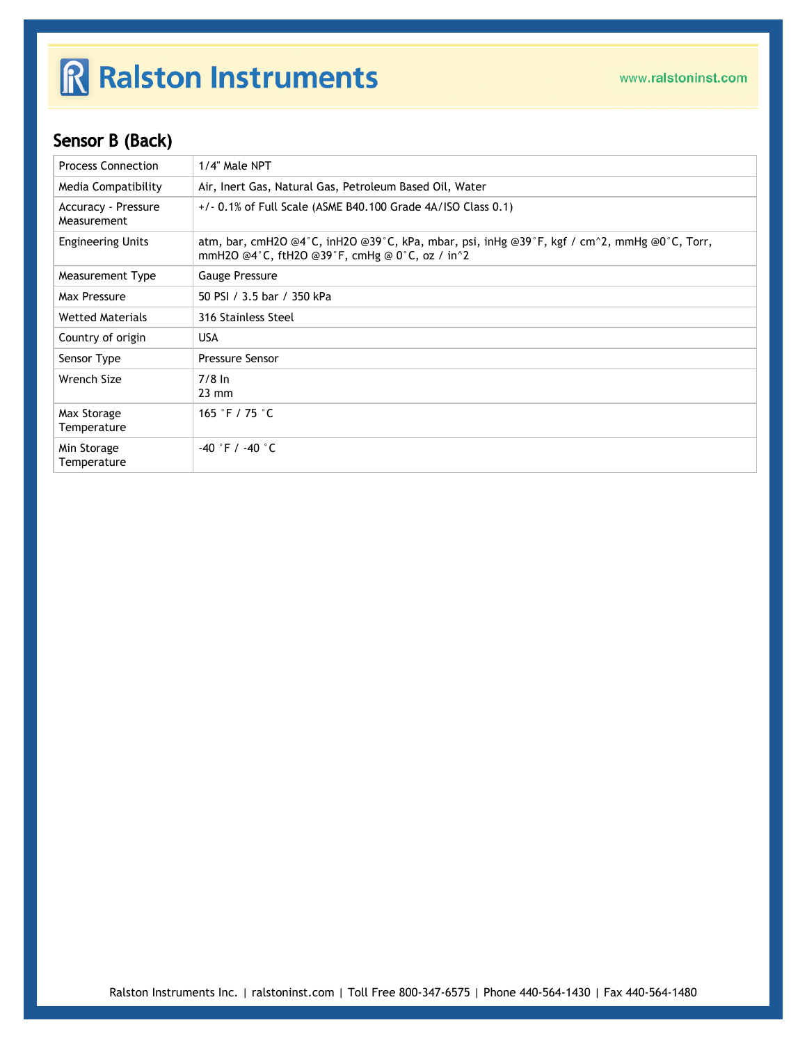## Sensor B (Back)

| | |
|---|---|
| Process Connection | 1/4" Male NPT |
| Media Compatibility | Air, Inert Gas, Natural Gas, Petroleum Based Oil, Water |
| Accuracy - Pressure Measurement | +/- 0.1% of Full Scale (ASME B40.100 Grade 4A/ISO Class 0.1) |
| Engineering Units | atm, bar, cmH2O @4˚C, inH2O @39˚C, kPa, mbar, psi, inHg @39˚F, kgf / cm^2, mmHg @0˚C, Torr, mmH2O @4˚C, ftH2O @39˚F, cmHg @ 0˚C, oz / in^2 |
| Measurement Type | Gauge Pressure |
| Max Pressure | 50 PSI / 3.5 bar / 350 kPa |
| Wetted Materials | 316 Stainless Steel |
| Country of origin | USA |
| Sensor Type | Pressure Sensor |
| Wrench Size | 7/8 In<br>23 mm |
| Max Storage Temperature | 165 ˚F / 75 ˚C |
| Min Storage Temperature | -40 ˚F / -40 ˚C |